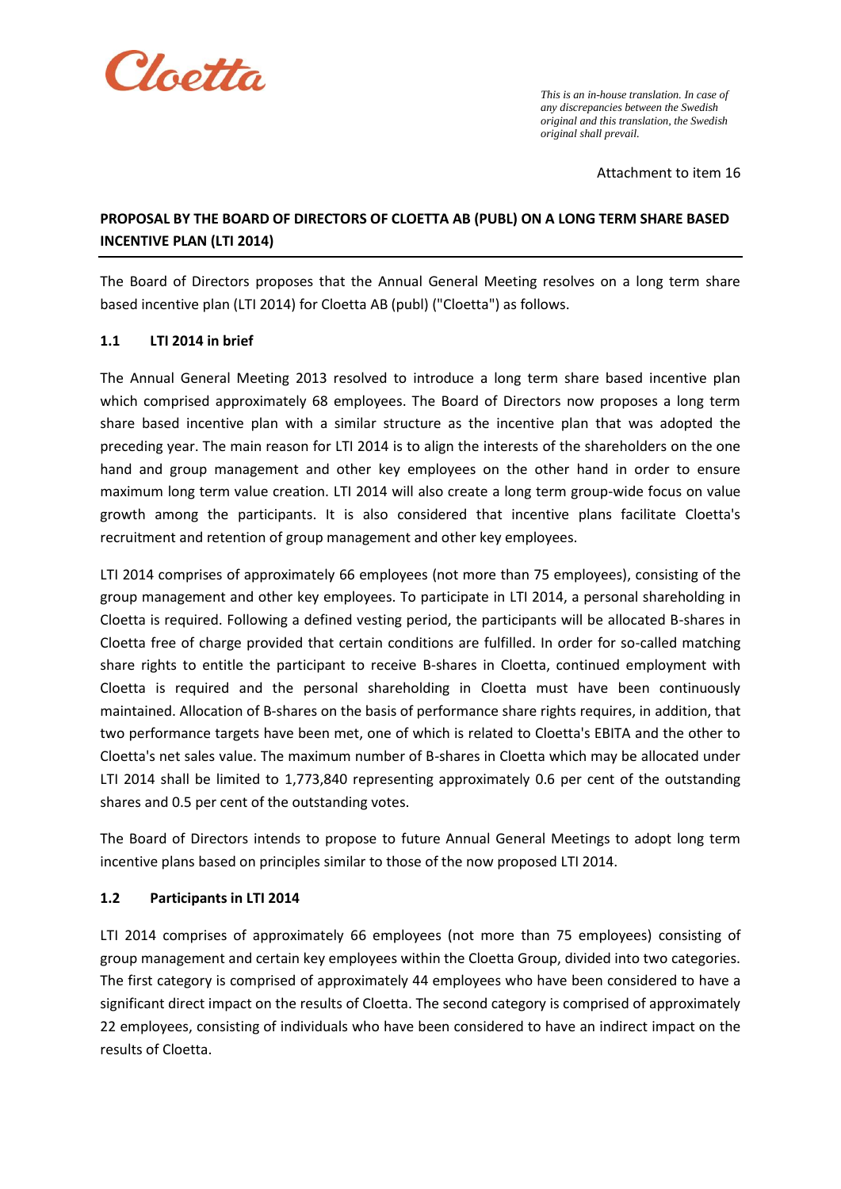Cloetta

*This is an in-house translation. In case of any discrepancies between the Swedish original and this translation, the Swedish original shall prevail.*

Attachment to item 16

# PROPOSAL BY THE BOARD OF DIRECTORS OF CLOETTA AB (PUBL) ON A LONG TERM SHARE BASED INCENTIVE PLAN (LTI 2014)

The Board of Directors proposes that the Annual General Meeting resolves on a long term share based incentive plan (LTI 2014) for Cloetta AB (publ) ("Cloetta") as follows.

## 1.1 LTI 2014 in brief

The Annual General Meeting 2013 resolved to introduce a long term share based incentive plan which comprised approximately 68 employees. The Board of Directors now proposes a long term share based incentive plan with a similar structure as the incentive plan that was adopted the preceding year. The main reason for LTI 2014 is to align the interests of the shareholders on the one hand and group management and other key employees on the other hand in order to ensure maximum long term value creation. LTI 2014 will also create a long term group-wide focus on value growth among the participants. It is also considered that incentive plans facilitate Cloetta's recruitment and retention of group management and other key employees.

LTI 2014 comprises of approximately 66 employees (not more than 75 employees), consisting of the group management and other key employees. To participate in LTI 2014, a personal shareholding in Cloetta is required. Following a defined vesting period, the participants will be allocated B-shares in Cloetta free of charge provided that certain conditions are fulfilled. In order for so-called matching share rights to entitle the participant to receive B-shares in Cloetta, continued employment with Cloetta is required and the personal shareholding in Cloetta must have been continuously maintained. Allocation of B-shares on the basis of performance share rights requires, in addition, that two performance targets have been met, one of which is related to Cloetta's EBITA and the other to Cloetta's net sales value. The maximum number of B-shares in Cloetta which may be allocated under LTI 2014 shall be limited to 1,773,840 representing approximately 0.6 per cent of the outstanding shares and 0.5 per cent of the outstanding votes.

The Board of Directors intends to propose to future Annual General Meetings to adopt long term incentive plans based on principles similar to those of the now proposed LTI 2014.

## 1.2 Participants in LTI 2014

LTI 2014 comprises of approximately 66 employees (not more than 75 employees) consisting of group management and certain key employees within the Cloetta Group, divided into two categories. The first category is comprised of approximately 44 employees who have been considered to have a significant direct impact on the results of Cloetta. The second category is comprised of approximately 22 employees, consisting of individuals who have been considered to have an indirect impact on the results of Cloetta.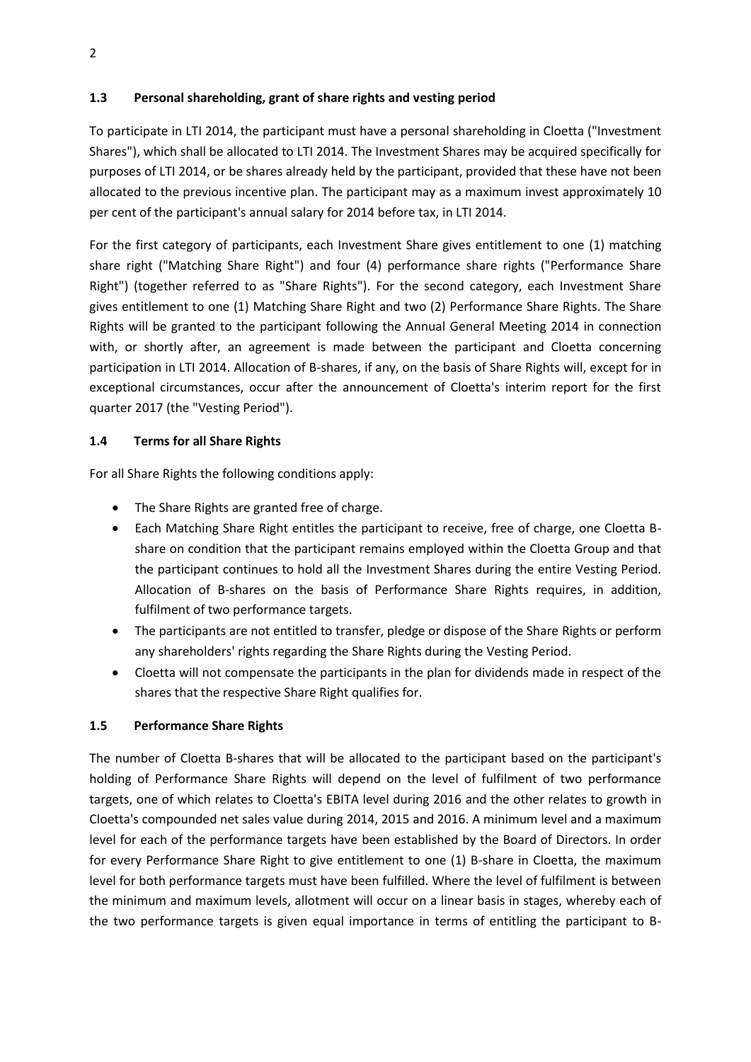### 1.3 Personal shareholding, grant of share rights and vesting period

To participate in LTI 2014, the participant must have a personal shareholding in Cloetta ("Investment Shares"), which shall be allocated to LTI 2014. The Investment Shares may be acquired specifically for purposes of LTI 2014, or be shares already held by the participant, provided that these have not been allocated to the previous incentive plan. The participant may as a maximum invest approximately 10 per cent of the participant's annual salary for 2014 before tax, in LTI 2014.

For the first category of participants, each Investment Share gives entitlement to one (1) matching share right ("Matching Share Right") and four (4) performance share rights ("Performance Share Right") (together referred to as "Share Rights"). For the second category, each Investment Share gives entitlement to one (1) Matching Share Right and two (2) Performance Share Rights. The Share Rights will be granted to the participant following the Annual General Meeting 2014 in connection with, or shortly after, an agreement is made between the participant and Cloetta concerning participation in LTI 2014. Allocation of B-shares, if any, on the basis of Share Rights will, except for in exceptional circumstances, occur after the announcement of Cloetta's interim report for the first quarter 2017 (the "Vesting Period").

### 1.4 Terms for all Share Rights

For all Share Rights the following conditions apply:

- The Share Rights are granted free of charge.
- Each Matching Share Right entitles the participant to receive, free of charge, one Cloetta B-share on condition that the participant remains employed within the Cloetta Group and that the participant continues to hold all the Investment Shares during the entire Vesting Period. Allocation of B-shares on the basis of Performance Share Rights requires, in addition, fulfilment of two performance targets.
- The participants are not entitled to transfer, pledge or dispose of the Share Rights or perform any shareholders' rights regarding the Share Rights during the Vesting Period.
- Cloetta will not compensate the participants in the plan for dividends made in respect of the shares that the respective Share Right qualifies for.

### 1.5 Performance Share Rights

The number of Cloetta B-shares that will be allocated to the participant based on the participant's holding of Performance Share Rights will depend on the level of fulfilment of two performance targets, one of which relates to Cloetta's EBITA level during 2016 and the other relates to growth in Cloetta's compounded net sales value during 2014, 2015 and 2016. A minimum level and a maximum level for each of the performance targets have been established by the Board of Directors. In order for every Performance Share Right to give entitlement to one (1) B-share in Cloetta, the maximum level for both performance targets must have been fulfilled. Where the level of fulfilment is between the minimum and maximum levels, allotment will occur on a linear basis in stages, whereby each of the two performance targets is given equal importance in terms of entitling the participant to B-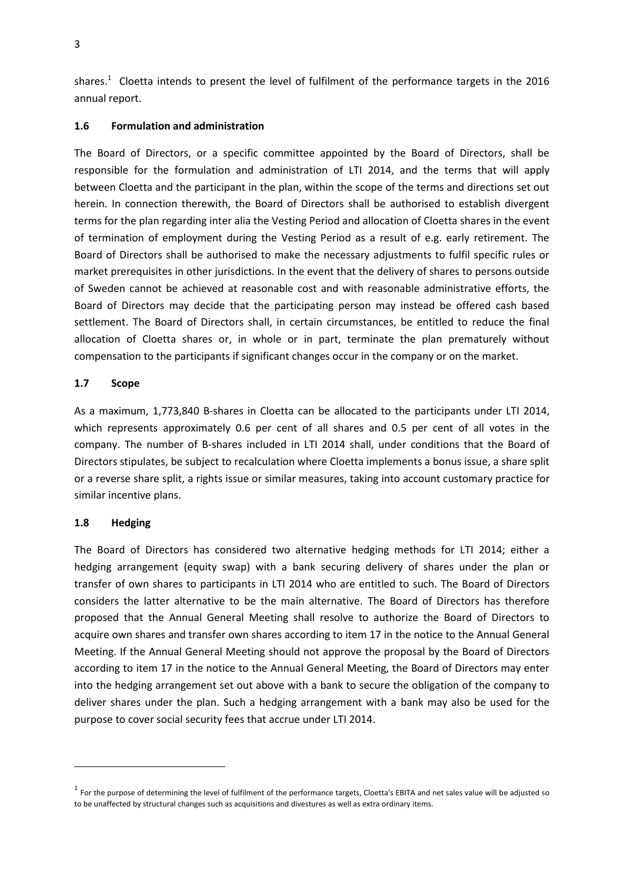shares.[1] Cloetta intends to present the level of fulfilment of the performance targets in the 2016 annual report.

### 1.6 Formulation and administration

The Board of Directors, or a specific committee appointed by the Board of Directors, shall be responsible for the formulation and administration of LTI 2014, and the terms that will apply between Cloetta and the participant in the plan, within the scope of the terms and directions set out herein. In connection therewith, the Board of Directors shall be authorised to establish divergent terms for the plan regarding inter alia the Vesting Period and allocation of Cloetta shares in the event of termination of employment during the Vesting Period as a result of e.g. early retirement. The Board of Directors shall be authorised to make the necessary adjustments to fulfil specific rules or market prerequisites in other jurisdictions. In the event that the delivery of shares to persons outside of Sweden cannot be achieved at reasonable cost and with reasonable administrative efforts, the Board of Directors may decide that the participating person may instead be offered cash based settlement. The Board of Directors shall, in certain circumstances, be entitled to reduce the final allocation of Cloetta shares or, in whole or in part, terminate the plan prematurely without compensation to the participants if significant changes occur in the company or on the market.

### 1.7 Scope

As a maximum, 1,773,840 B-shares in Cloetta can be allocated to the participants under LTI 2014, which represents approximately 0.6 per cent of all shares and 0.5 per cent of all votes in the company. The number of B-shares included in LTI 2014 shall, under conditions that the Board of Directors stipulates, be subject to recalculation where Cloetta implements a bonus issue, a share split or a reverse share split, a rights issue or similar measures, taking into account customary practice for similar incentive plans.

### 1.8 Hedging

The Board of Directors has considered two alternative hedging methods for LTI 2014; either a hedging arrangement (equity swap) with a bank securing delivery of shares under the plan or transfer of own shares to participants in LTI 2014 who are entitled to such. The Board of Directors considers the latter alternative to be the main alternative. The Board of Directors has therefore proposed that the Annual General Meeting shall resolve to authorize the Board of Directors to acquire own shares and transfer own shares according to item 17 in the notice to the Annual General Meeting. If the Annual General Meeting should not approve the proposal by the Board of Directors according to item 17 in the notice to the Annual General Meeting, the Board of Directors may enter into the hedging arrangement set out above with a bank to secure the obligation of the company to deliver shares under the plan. Such a hedging arrangement with a bank may also be used for the purpose to cover social security fees that accrue under LTI 2014.

---

[1] For the purpose of determining the level of fulfilment of the performance targets, Cloetta's EBITA and net sales value will be adjusted so to be unaffected by structural changes such as acquisitions and divestures as well as extra ordinary items.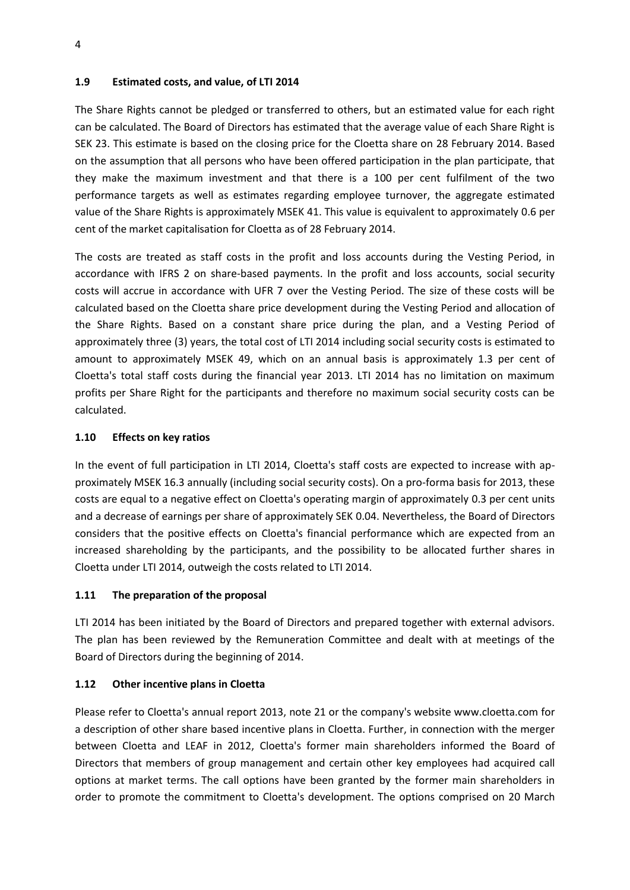### 1.9 Estimated costs, and value, of LTI 2014

The Share Rights cannot be pledged or transferred to others, but an estimated value for each right can be calculated. The Board of Directors has estimated that the average value of each Share Right is SEK 23. This estimate is based on the closing price for the Cloetta share on 28 February 2014. Based on the assumption that all persons who have been offered participation in the plan participate, that they make the maximum investment and that there is a 100 per cent fulfilment of the two performance targets as well as estimates regarding employee turnover, the aggregate estimated value of the Share Rights is approximately MSEK 41. This value is equivalent to approximately 0.6 per cent of the market capitalisation for Cloetta as of 28 February 2014.

The costs are treated as staff costs in the profit and loss accounts during the Vesting Period, in accordance with IFRS 2 on share-based payments. In the profit and loss accounts, social security costs will accrue in accordance with UFR 7 over the Vesting Period. The size of these costs will be calculated based on the Cloetta share price development during the Vesting Period and allocation of the Share Rights. Based on a constant share price during the plan, and a Vesting Period of approximately three (3) years, the total cost of LTI 2014 including social security costs is estimated to amount to approximately MSEK 49, which on an annual basis is approximately 1.3 per cent of Cloetta's total staff costs during the financial year 2013. LTI 2014 has no limitation on maximum profits per Share Right for the participants and therefore no maximum social security costs can be calculated.

### 1.10 Effects on key ratios

In the event of full participation in LTI 2014, Cloetta's staff costs are expected to increase with approximately MSEK 16.3 annually (including social security costs). On a pro-forma basis for 2013, these costs are equal to a negative effect on Cloetta's operating margin of approximately 0.3 per cent units and a decrease of earnings per share of approximately SEK 0.04. Nevertheless, the Board of Directors considers that the positive effects on Cloetta's financial performance which are expected from an increased shareholding by the participants, and the possibility to be allocated further shares in Cloetta under LTI 2014, outweigh the costs related to LTI 2014.

### 1.11 The preparation of the proposal

LTI 2014 has been initiated by the Board of Directors and prepared together with external advisors. The plan has been reviewed by the Remuneration Committee and dealt with at meetings of the Board of Directors during the beginning of 2014.

### 1.12 Other incentive plans in Cloetta

Please refer to Cloetta's annual report 2013, note 21 or the company's website www.cloetta.com for a description of other share based incentive plans in Cloetta. Further, in connection with the merger between Cloetta and LEAF in 2012, Cloetta's former main shareholders informed the Board of Directors that members of group management and certain other key employees had acquired call options at market terms. The call options have been granted by the former main shareholders in order to promote the commitment to Cloetta's development. The options comprised on 20 March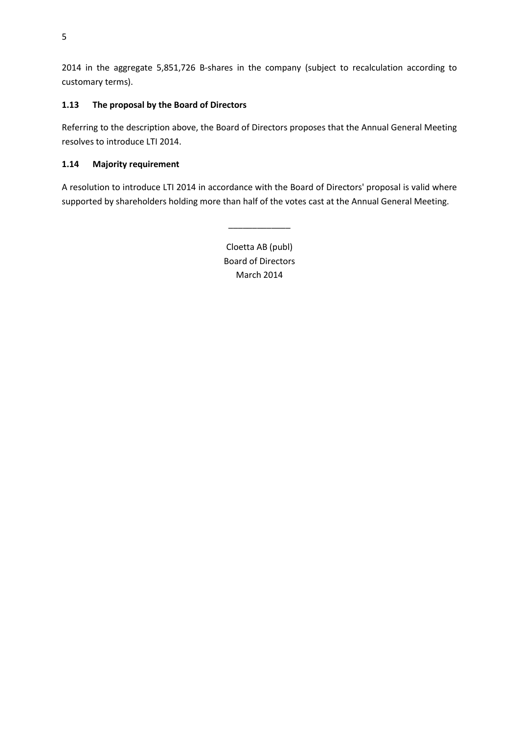2014 in the aggregate 5,851,726 B-shares in the company (subject to recalculation according to customary terms).

### 1.13 The proposal by the Board of Directors

Referring to the description above, the Board of Directors proposes that the Annual General Meeting resolves to introduce LTI 2014.

### 1.14 Majority requirement

A resolution to introduce LTI 2014 in accordance with the Board of Directors' proposal is valid where supported by shareholders holding more than half of the votes cast at the Annual General Meeting.

_____________

Cloetta AB (publ)
Board of Directors
March 2014